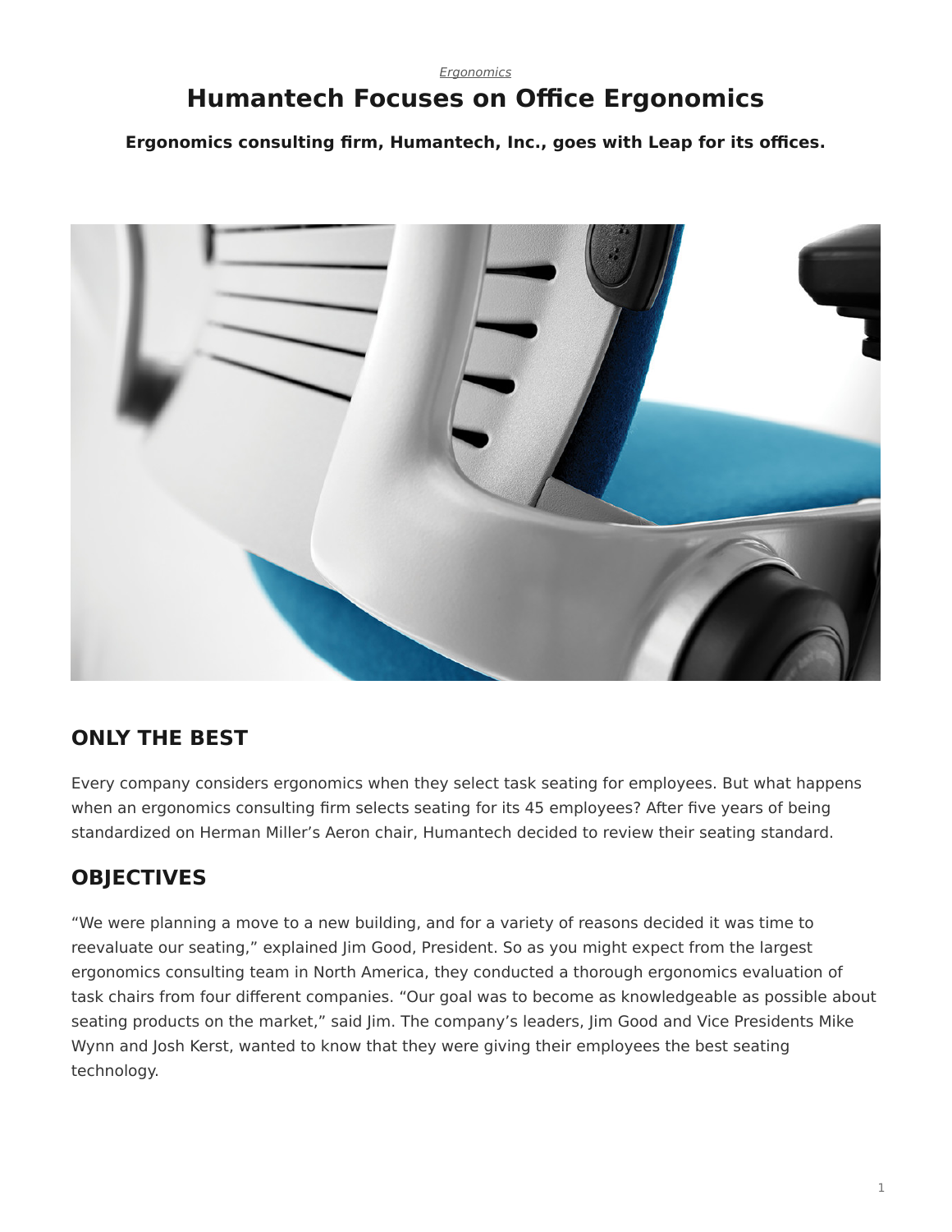*Ergonomics*

# Humantech Focuses on Office Ergonomics

**Ergonomics consulting firm, Humantech, Inc., goes with Leap for its offices.**

## ONLY THE BEST

Every company considers ergonomics when they select task seating for employees. But what happens when an ergonomics consulting firm selects seating for its 45 employees? After five years of being standardized on Herman Miller's Aeron chair, Humantech decided to review their seating standard.

## OBJECTIVES

"We were planning a move to a new building, and for a variety of reasons decided it was time to reevaluate our seating," explained Jim Good, President. So as you might expect from the largest ergonomics consulting team in North America, they conducted a thorough ergonomics evaluation of task chairs from four different companies. "Our goal was to become as knowledgeable as possible about seating products on the market," said Jim. The company's leaders, Jim Good and Vice Presidents Mike Wynn and Josh Kerst, wanted to know that they were giving their employees the best seating technology.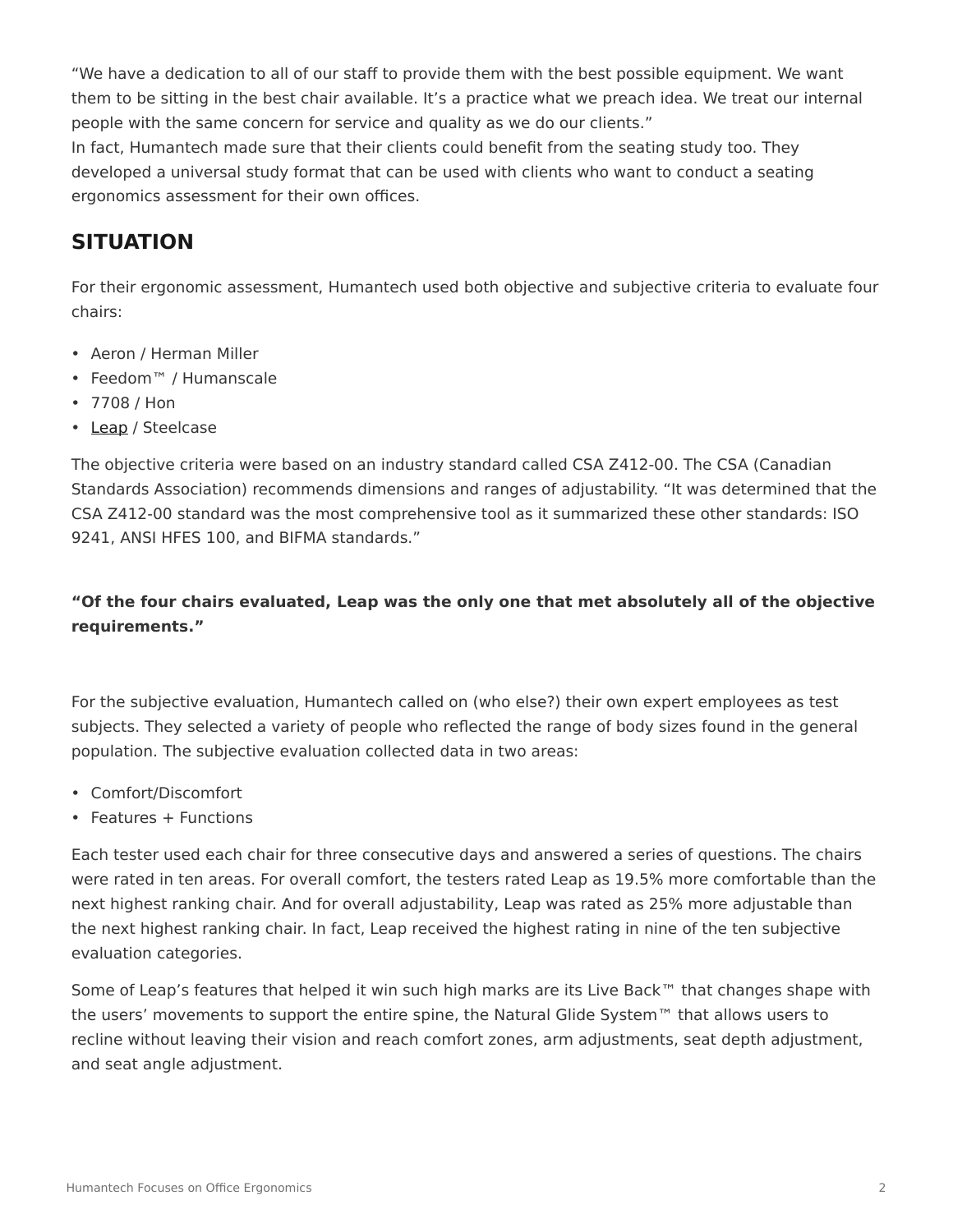“We have a dedication to all of our staff to provide them with the best possible equipment. We want them to be sitting in the best chair available. It’s a practice what we preach idea. We treat our internal people with the same concern for service and quality as we do our clients.”

In fact, Humantech made sure that their clients could benefit from the seating study too. They developed a universal study format that can be used with clients who want to conduct a seating ergonomics assessment for their own offices.

## SITUATION

For their ergonomic assessment, Humantech used both objective and subjective criteria to evaluate four chairs:

- Aeron / Herman Miller
- Feedom™ / Humanscale
- 7708 / Hon
- Leap / Steelcase

The objective criteria were based on an industry standard called CSA Z412-00. The CSA (Canadian Standards Association) recommends dimensions and ranges of adjustability. “It was determined that the CSA Z412-00 standard was the most comprehensive tool as it summarized these other standards: ISO 9241, ANSI HFES 100, and BIFMA standards.”

**“Of the four chairs evaluated, Leap was the only one that met absolutely all of the objective requirements.”**

For the subjective evaluation, Humantech called on (who else?) their own expert employees as test subjects. They selected a variety of people who reflected the range of body sizes found in the general population. The subjective evaluation collected data in two areas:

- Comfort/Discomfort
- Features + Functions

Each tester used each chair for three consecutive days and answered a series of questions. The chairs were rated in ten areas. For overall comfort, the testers rated Leap as 19.5% more comfortable than the next highest ranking chair. And for overall adjustability, Leap was rated as 25% more adjustable than the next highest ranking chair. In fact, Leap received the highest rating in nine of the ten subjective evaluation categories.

Some of Leap’s features that helped it win such high marks are its Live Back™ that changes shape with the users’ movements to support the entire spine, the Natural Glide System™ that allows users to recline without leaving their vision and reach comfort zones, arm adjustments, seat depth adjustment, and seat angle adjustment.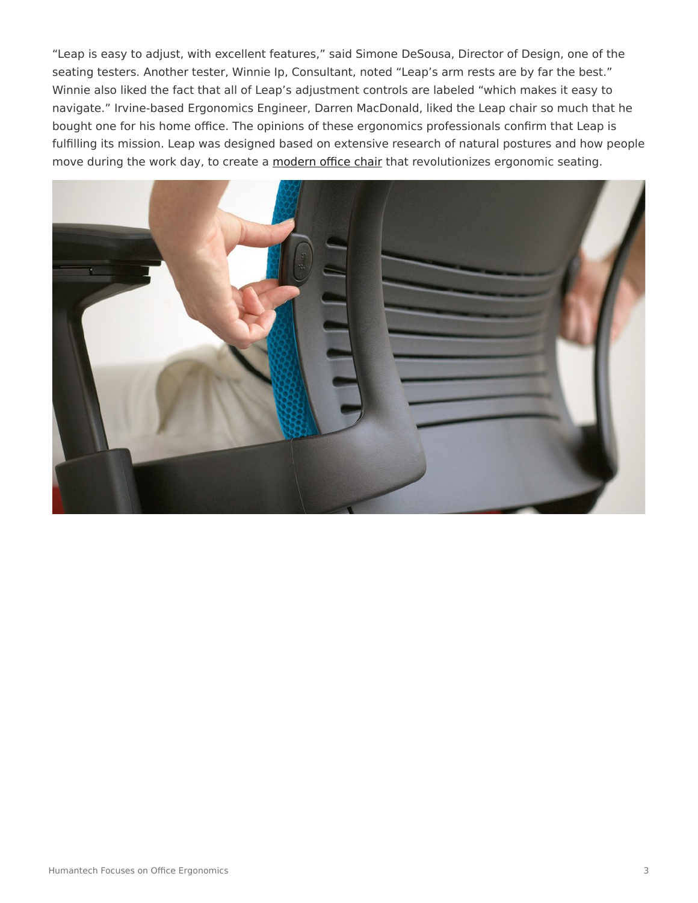"Leap is easy to adjust, with excellent features," said Simone DeSousa, Director of Design, one of the seating testers. Another tester, Winnie Ip, Consultant, noted "Leap's arm rests are by far the best." Winnie also liked the fact that all of Leap's adjustment controls are labeled "which makes it easy to navigate." Irvine-based Ergonomics Engineer, Darren MacDonald, liked the Leap chair so much that he bought one for his home office. The opinions of these ergonomics professionals confirm that Leap is fulfilling its mission. Leap was designed based on extensive research of natural postures and how people move during the work day, to create a modern office chair that revolutionizes ergonomic seating.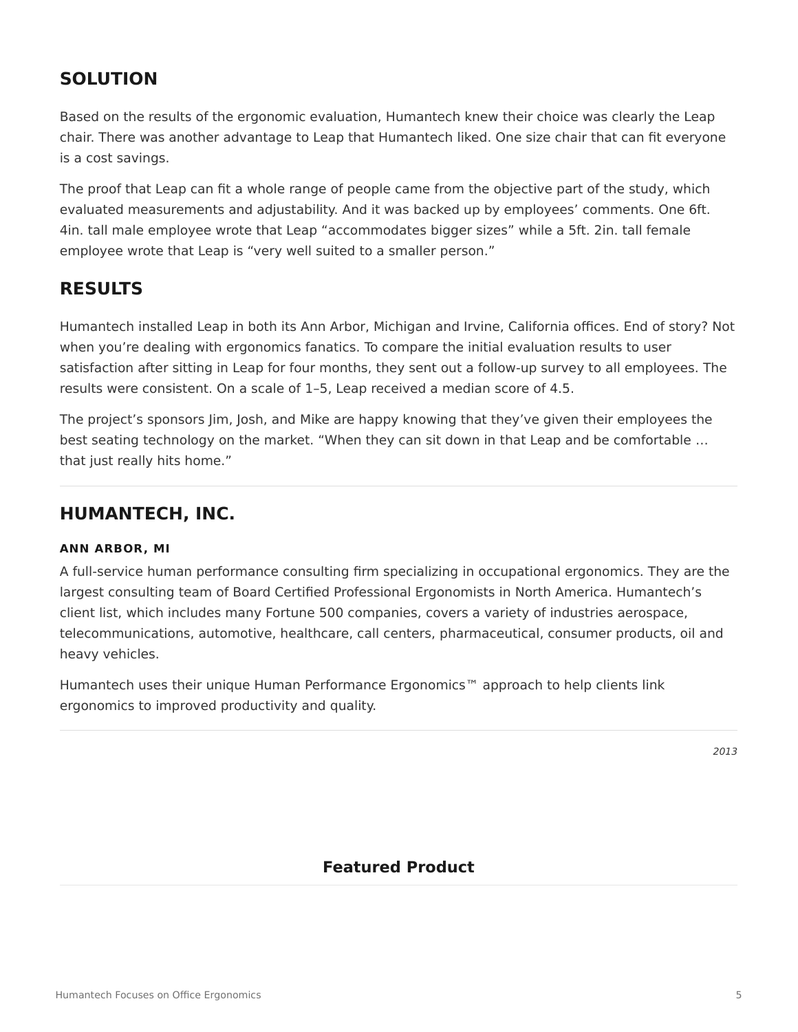## SOLUTION

Based on the results of the ergonomic evaluation, Humantech knew their choice was clearly the Leap chair. There was another advantage to Leap that Humantech liked. One size chair that can fit everyone is a cost savings.

The proof that Leap can fit a whole range of people came from the objective part of the study, which evaluated measurements and adjustability. And it was backed up by employees' comments. One 6ft. 4in. tall male employee wrote that Leap "accommodates bigger sizes" while a 5ft. 2in. tall female employee wrote that Leap is "very well suited to a smaller person."

## RESULTS

Humantech installed Leap in both its Ann Arbor, Michigan and Irvine, California offices. End of story? Not when you're dealing with ergonomics fanatics. To compare the initial evaluation results to user satisfaction after sitting in Leap for four months, they sent out a follow-up survey to all employees. The results were consistent. On a scale of 1–5, Leap received a median score of 4.5.

The project's sponsors Jim, Josh, and Mike are happy knowing that they've given their employees the best seating technology on the market. "When they can sit down in that Leap and be comfortable … that just really hits home."

---

## HUMANTECH, INC.

#### ANN ARBOR, MI

A full-service human performance consulting firm specializing in occupational ergonomics. They are the largest consulting team of Board Certified Professional Ergonomists in North America. Humantech's client list, which includes many Fortune 500 companies, covers a variety of industries aerospace, telecommunications, automotive, healthcare, call centers, pharmaceutical, consumer products, oil and heavy vehicles.

Humantech uses their unique Human Performance Ergonomics™ approach to help clients link ergonomics to improved productivity and quality.

---

*2013*

**Featured Product**

---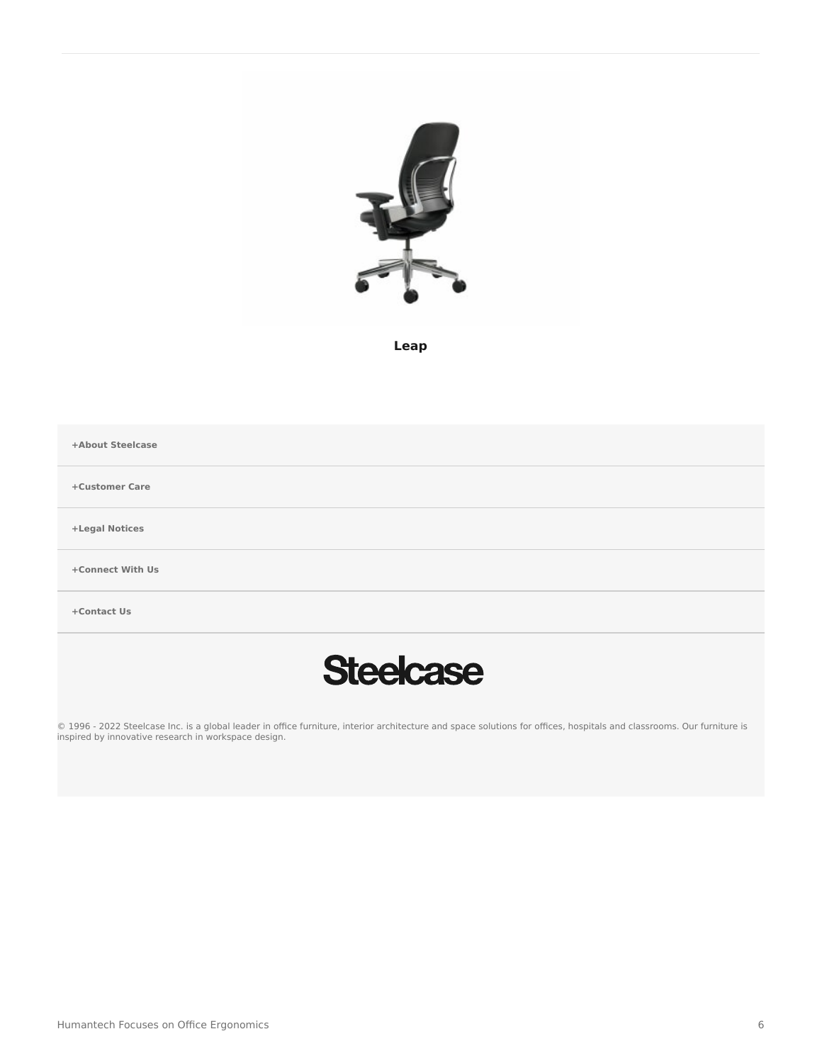**Leap**

+About Steelcase

+Customer Care

+Legal Notices

+Connect With Us

+Contact Us

Steelcase

© 1996 - 2022 Steelcase Inc. is a global leader in office furniture, interior architecture and space solutions for offices, hospitals and classrooms. Our furniture is inspired by innovative research in workspace design.